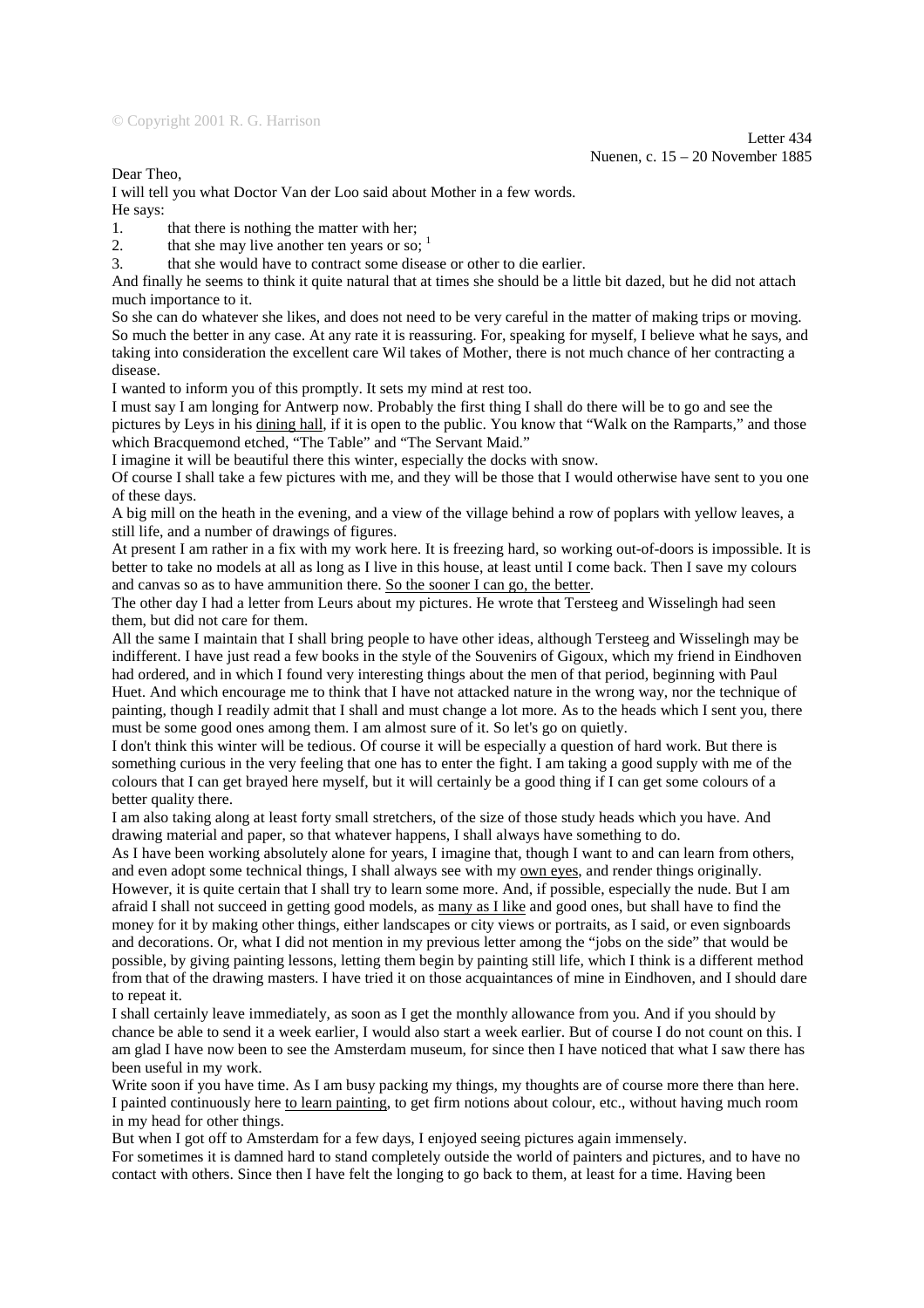© Copyright 2001 R. G. Harrison

Letter 434
Nuenen, c. 15 – 20 November 1885

Dear Theo,

I will tell you what Doctor Van der Loo said about Mother in a few words.

He says:

1. that there is nothing the matter with her;
2. that she may live another ten years or so; [1]
3. that she would have to contract some disease or other to die earlier.

And finally he seems to think it quite natural that at times she should be a little bit dazed, but he did not attach much importance to it.

So she can do whatever she likes, and does not need to be very careful in the matter of making trips or moving. So much the better in any case. At any rate it is reassuring. For, speaking for myself, I believe what he says, and taking into consideration the excellent care Wil takes of Mother, there is not much chance of her contracting a disease.

I wanted to inform you of this promptly. It sets my mind at rest too.

I must say I am longing for Antwerp now. Probably the first thing I shall do there will be to go and see the pictures by Leys in his <u>dining hall</u>, if it is open to the public. You know that "Walk on the Ramparts," and those which Bracquemond etched, "The Table" and "The Servant Maid."

I imagine it will be beautiful there this winter, especially the docks with snow.

Of course I shall take a few pictures with me, and they will be those that I would otherwise have sent to you one of these days.

A big mill on the heath in the evening, and a view of the village behind a row of poplars with yellow leaves, a still life, and a number of drawings of figures.

At present I am rather in a fix with my work here. It is freezing hard, so working out-of-doors is impossible. It is better to take no models at all as long as I live in this house, at least until I come back. Then I save my colours and canvas so as to have ammunition there. <u>So the sooner I can go, the better</u>.

The other day I had a letter from Leurs about my pictures. He wrote that Tersteeg and Wisselingh had seen them, but did not care for them.

All the same I maintain that I shall bring people to have other ideas, although Tersteeg and Wisselingh may be indifferent. I have just read a few books in the style of the Souvenirs of Gigoux, which my friend in Eindhoven had ordered, and in which I found very interesting things about the men of that period, beginning with Paul Huet. And which encourage me to think that I have not attacked nature in the wrong way, nor the technique of painting, though I readily admit that I shall and must change a lot more. As to the heads which I sent you, there must be some good ones among them. I am almost sure of it. So let's go on quietly.

I don't think this winter will be tedious. Of course it will be especially a question of hard work. But there is something curious in the very feeling that one has to enter the fight. I am taking a good supply with me of the colours that I can get brayed here myself, but it will certainly be a good thing if I can get some colours of a better quality there.

I am also taking along at least forty small stretchers, of the size of those study heads which you have. And drawing material and paper, so that whatever happens, I shall always have something to do.

As I have been working absolutely alone for years, I imagine that, though I want to and can learn from others, and even adopt some technical things, I shall always see with my <u>own eyes</u>, and render things originally. However, it is quite certain that I shall try to learn some more. And, if possible, especially the nude. But I am afraid I shall not succeed in getting good models, as <u>many as I like</u> and good ones, but shall have to find the money for it by making other things, either landscapes or city views or portraits, as I said, or even signboards and decorations. Or, what I did not mention in my previous letter among the "jobs on the side" that would be possible, by giving painting lessons, letting them begin by painting still life, which I think is a different method from that of the drawing masters. I have tried it on those acquaintances of mine in Eindhoven, and I should dare to repeat it.

I shall certainly leave immediately, as soon as I get the monthly allowance from you. And if you should by chance be able to send it a week earlier, I would also start a week earlier. But of course I do not count on this. I am glad I have now been to see the Amsterdam museum, for since then I have noticed that what I saw there has been useful in my work.

Write soon if you have time. As I am busy packing my things, my thoughts are of course more there than here. I painted continuously here <u>to learn painting</u>, to get firm notions about colour, etc., without having much room in my head for other things.

But when I got off to Amsterdam for a few days, I enjoyed seeing pictures again immensely.

For sometimes it is damned hard to stand completely outside the world of painters and pictures, and to have no contact with others. Since then I have felt the longing to go back to them, at least for a time. Having been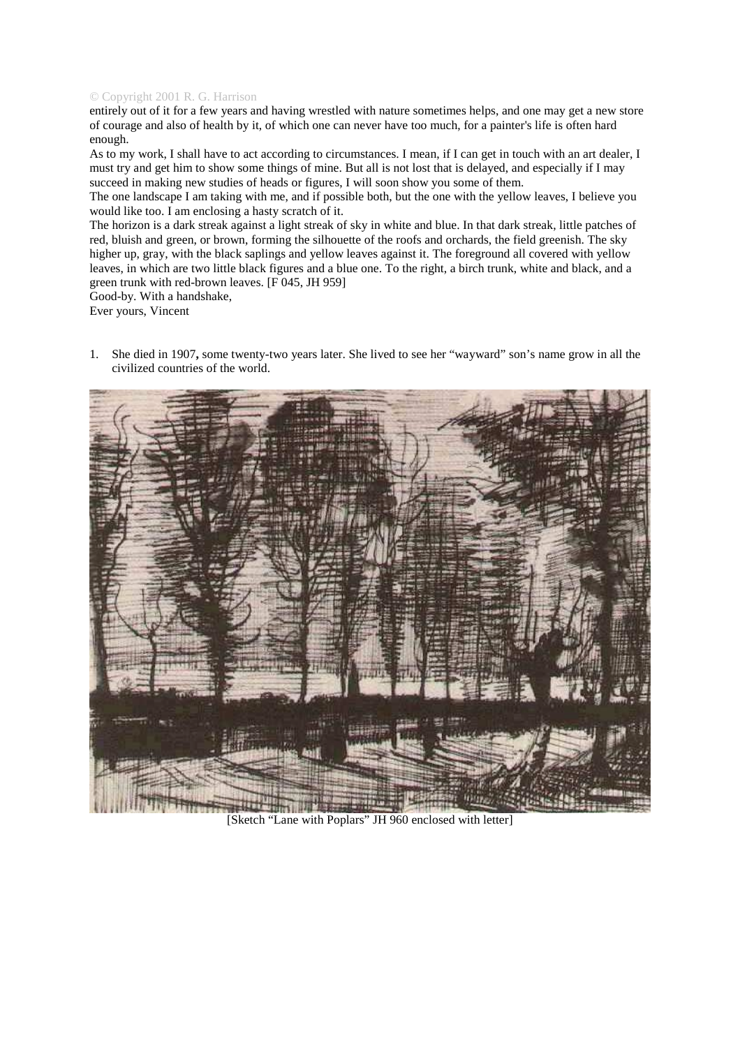© Copyright 2001 R. G. Harrison

entirely out of it for a few years and having wrestled with nature sometimes helps, and one may get a new store of courage and also of health by it, of which one can never have too much, for a painter's life is often hard enough.

As to my work, I shall have to act according to circumstances. I mean, if I can get in touch with an art dealer, I must try and get him to show some things of mine. But all is not lost that is delayed, and especially if I may succeed in making new studies of heads or figures, I will soon show you some of them.

The one landscape I am taking with me, and if possible both, but the one with the yellow leaves, I believe you would like too. I am enclosing a hasty scratch of it.

The horizon is a dark streak against a light streak of sky in white and blue. In that dark streak, little patches of red, bluish and green, or brown, forming the silhouette of the roofs and orchards, the field greenish. The sky higher up, gray, with the black saplings and yellow leaves against it. The foreground all covered with yellow leaves, in which are two little black figures and a blue one. To the right, a birch trunk, white and black, and a green trunk with red-brown leaves. [F 045, JH 959]

Good-by. With a handshake,

Ever yours, Vincent

1. She died in 1907**,** some twenty-two years later. She lived to see her "wayward" son's name grow in all the civilized countries of the world.

[Sketch "Lane with Poplars" JH 960 enclosed with letter]